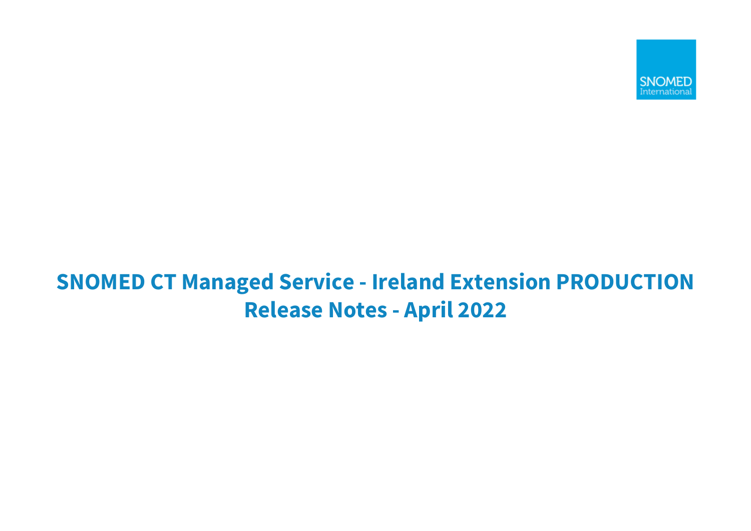# SNOMED CT Managed Service - Ireland Extension PRODUCTION Release Notes - April 2022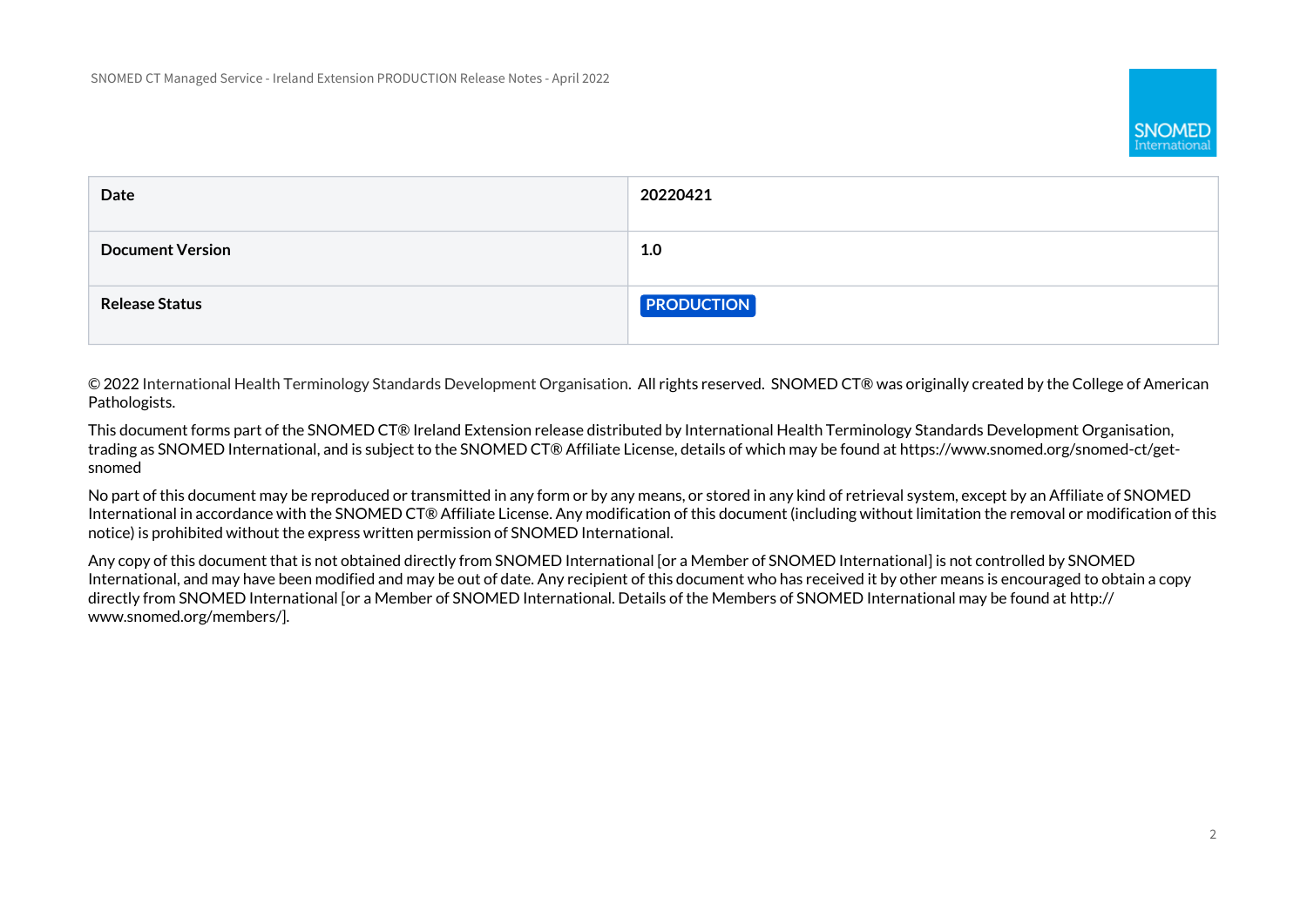| Date | 20220421 |
| --- | --- |
| Document Version | 1.0 |
| Release Status | PRODUCTION |

© 2022 International Health Terminology Standards Development Organisation.  All rights reserved.  SNOMED CT® was originally created by the College of American Pathologists.

This document forms part of the SNOMED CT® Ireland Extension release distributed by International Health Terminology Standards Development Organisation, trading as SNOMED International, and is subject to the SNOMED CT® Affiliate License, details of which may be found at https://www.snomed.org/snomed-ct/get-snomed

No part of this document may be reproduced or transmitted in any form or by any means, or stored in any kind of retrieval system, except by an Affiliate of SNOMED International in accordance with the SNOMED CT® Affiliate License. Any modification of this document (including without limitation the removal or modification of this notice) is prohibited without the express written permission of SNOMED International.

Any copy of this document that is not obtained directly from SNOMED International [or a Member of SNOMED International] is not controlled by SNOMED International, and may have been modified and may be out of date. Any recipient of this document who has received it by other means is encouraged to obtain a copy directly from SNOMED International [or a Member of SNOMED International. Details of the Members of SNOMED International may be found at http://www.snomed.org/members/].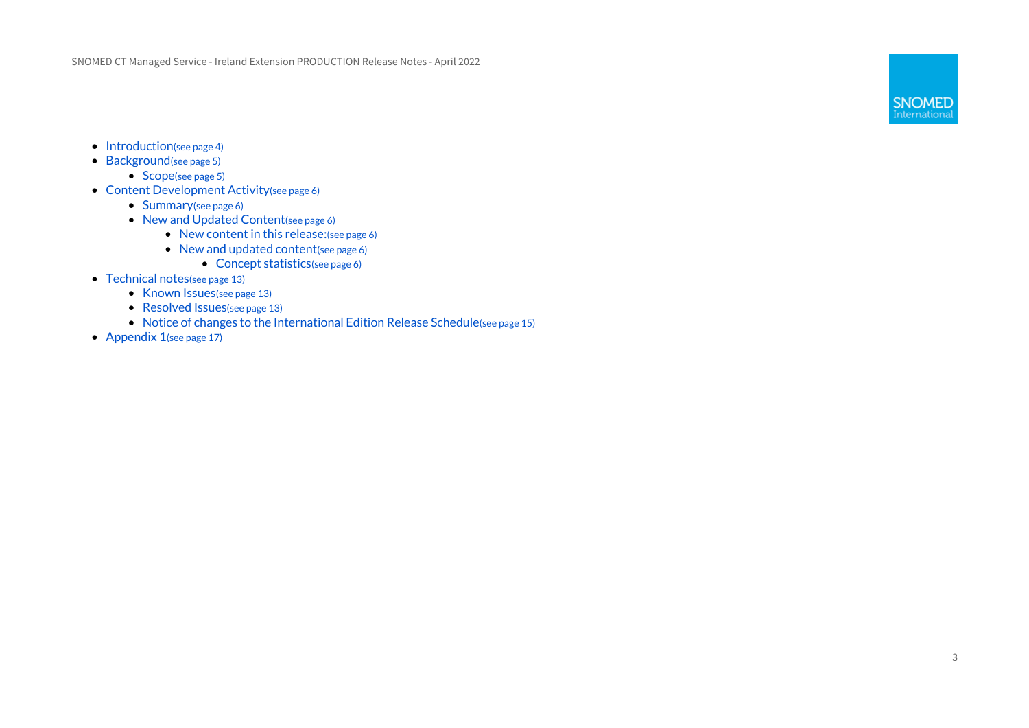- Introduction(see page 4)
- Background(see page 5)
  - Scope(see page 5)
- Content Development Activity(see page 6)
  - Summary(see page 6)
  - New and Updated Content(see page 6)
    - New content in this release:(see page 6)
    - New and updated content(see page 6)
      - Concept statistics(see page 6)
- Technical notes(see page 13)
  - Known Issues(see page 13)
  - Resolved Issues(see page 13)
  - Notice of changes to the International Edition Release Schedule(see page 15)
- Appendix 1(see page 17)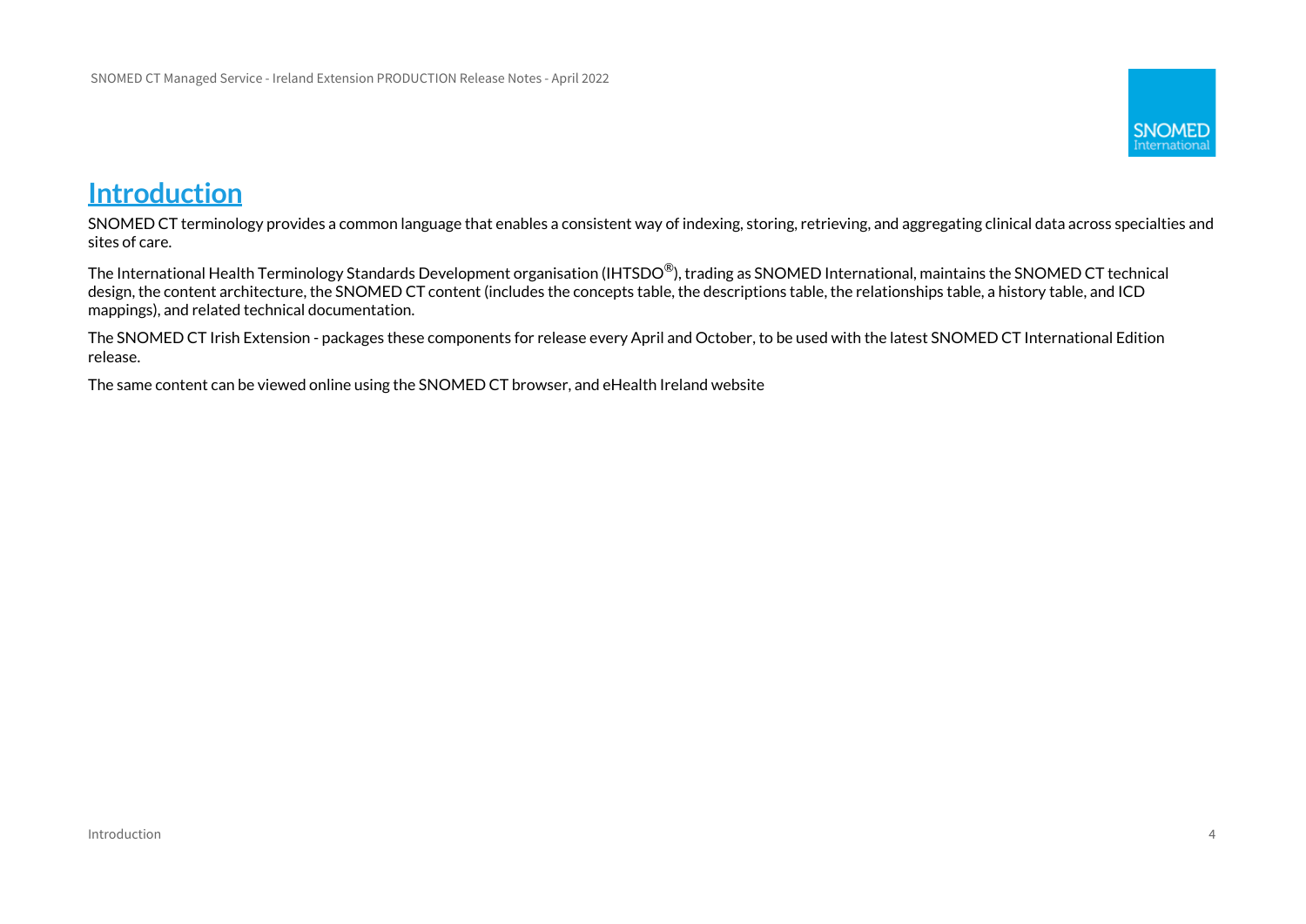# Introduction

SNOMED CT terminology provides a common language that enables a consistent way of indexing, storing, retrieving, and aggregating clinical data across specialties and sites of care.

The International Health Terminology Standards Development organisation (IHTSDO®), trading as SNOMED International, maintains the SNOMED CT technical design, the content architecture, the SNOMED CT content (includes the concepts table, the descriptions table, the relationships table, a history table, and ICD mappings), and related technical documentation.

The SNOMED CT Irish Extension - packages these components for release every April and October, to be used with the latest SNOMED CT International Edition release.

The same content can be viewed online using the SNOMED CT browser, and eHealth Ireland website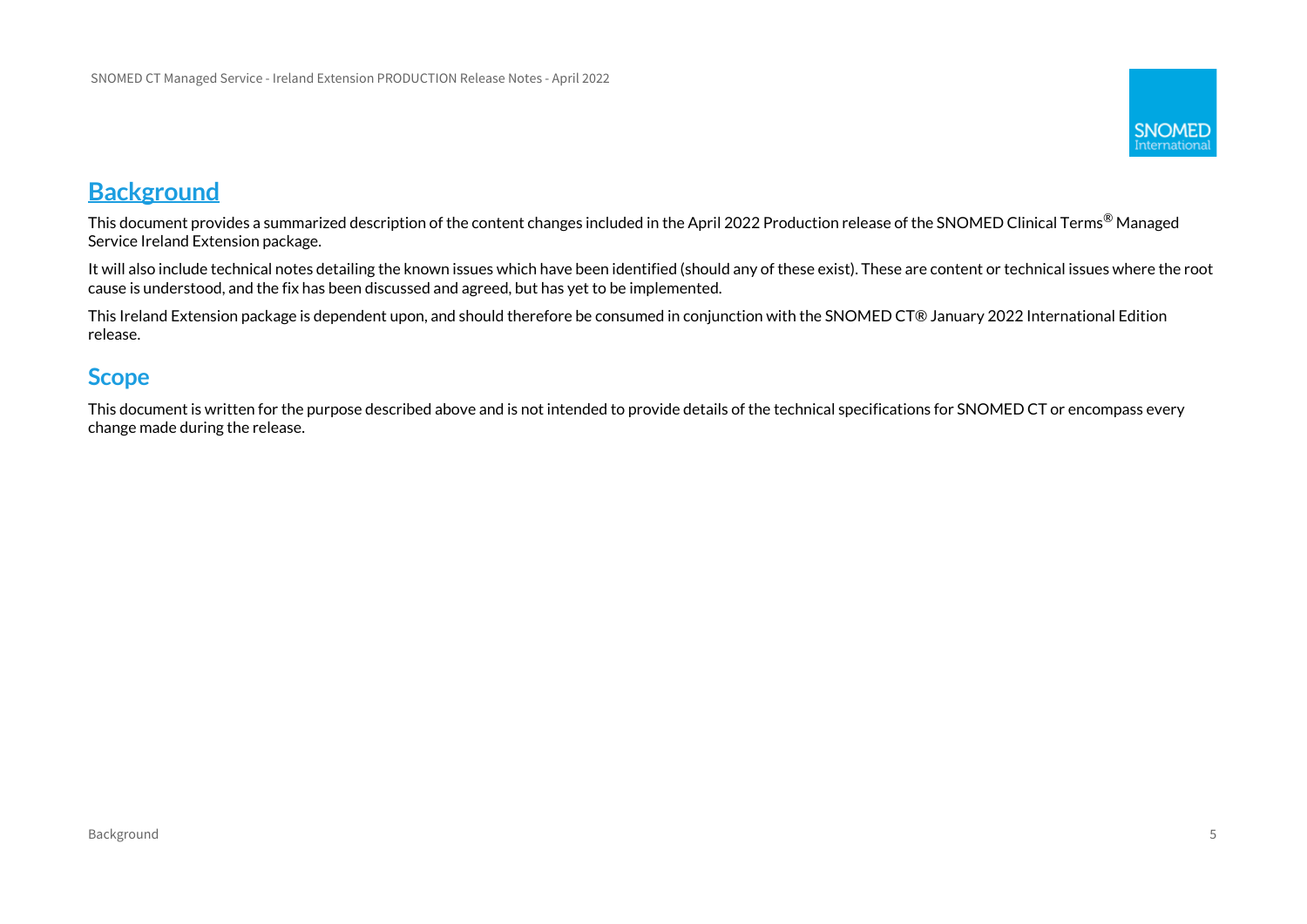# Background

This document provides a summarized description of the content changes included in the April 2022 Production release of the SNOMED Clinical Terms® Managed Service Ireland Extension package.

It will also include technical notes detailing the known issues which have been identified (should any of these exist). These are content or technical issues where the root cause is understood, and the fix has been discussed and agreed, but has yet to be implemented.

This Ireland Extension package is dependent upon, and should therefore be consumed in conjunction with the SNOMED CT® January 2022 International Edition release.

## Scope

This document is written for the purpose described above and is not intended to provide details of the technical specifications for SNOMED CT or encompass every change made during the release.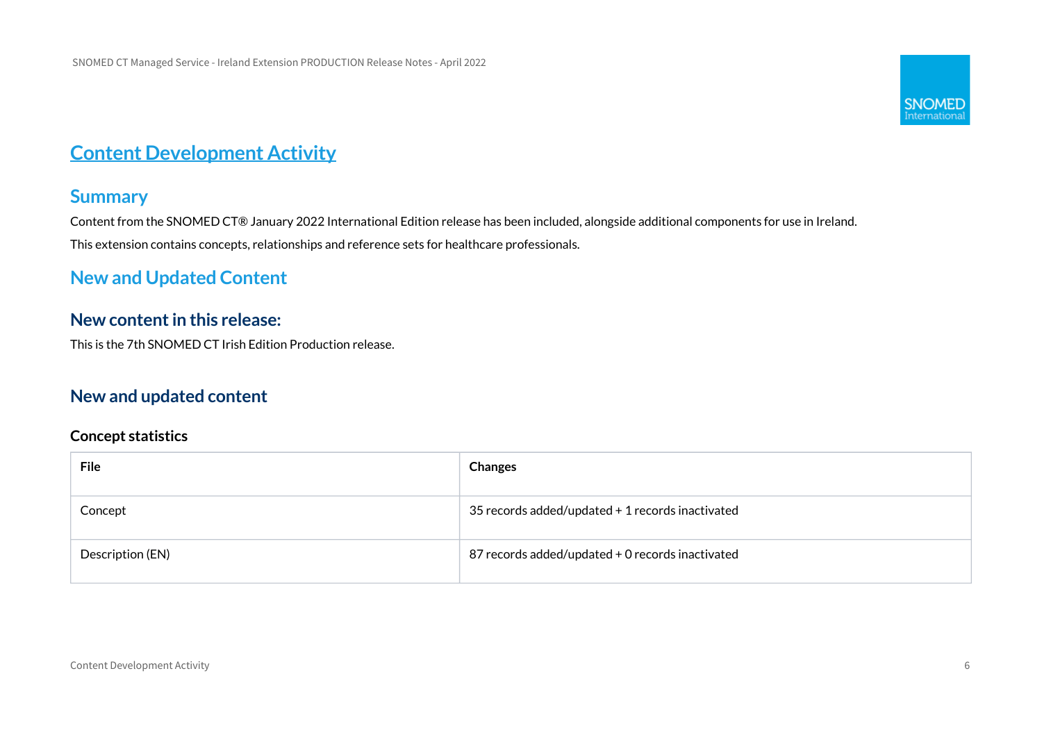# Content Development Activity

## Summary

Content from the SNOMED CT® January 2022 International Edition release has been included, alongside additional components for use in Ireland.

This extension contains concepts, relationships and reference sets for healthcare professionals.

## New and Updated Content

### New content in this release:

This is the 7th SNOMED CT Irish Edition Production release.

### New and updated content

**Concept statistics**

| File | Changes |
|---|---|
| Concept | 35 records added/updated + 1 records inactivated |
| Description (EN) | 87 records added/updated + 0 records inactivated |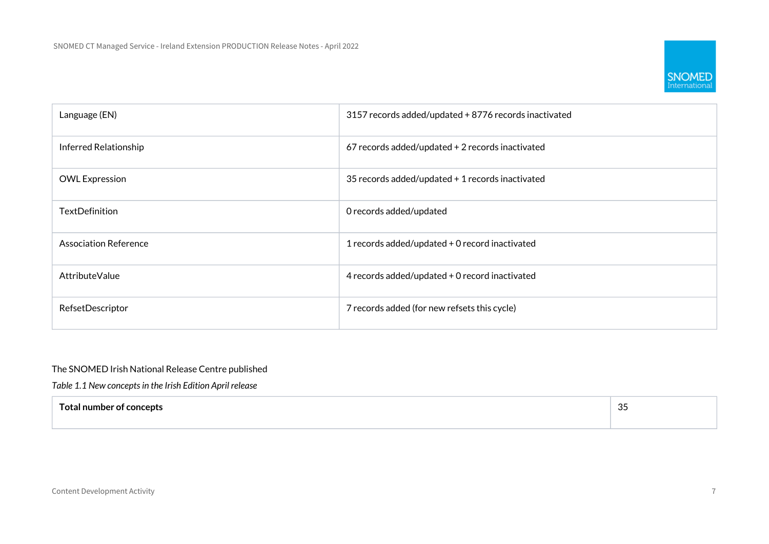| | |
|---|---|
| Language (EN) | 3157 records added/updated + 8776 records inactivated |
| Inferred Relationship | 67 records added/updated + 2 records inactivated |
| OWL Expression | 35 records added/updated + 1 records inactivated |
| TextDefinition | 0 records added/updated |
| Association Reference | 1 records added/updated + 0 record inactivated |
| AttributeValue | 4 records added/updated + 0 record inactivated |
| RefsetDescriptor | 7 records added (for new refsets this cycle) |

The SNOMED Irish National Release Centre published

*Table 1.1 New concepts in the Irish Edition April release*

| **Total number of concepts** | 35 |
|---|---|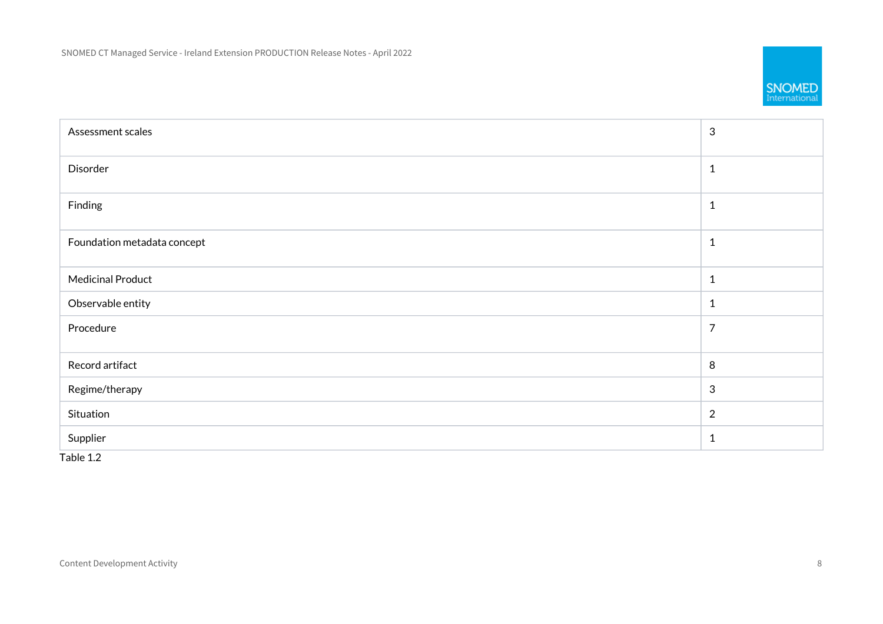| | |
|---|---|
| Assessment scales | 3 |
| Disorder | 1 |
| Finding | 1 |
| Foundation metadata concept | 1 |
| Medicinal Product | 1 |
| Observable entity | 1 |
| Procedure | 7 |
| Record artifact | 8 |
| Regime/therapy | 3 |
| Situation | 2 |
| Supplier | 1 |

Table 1.2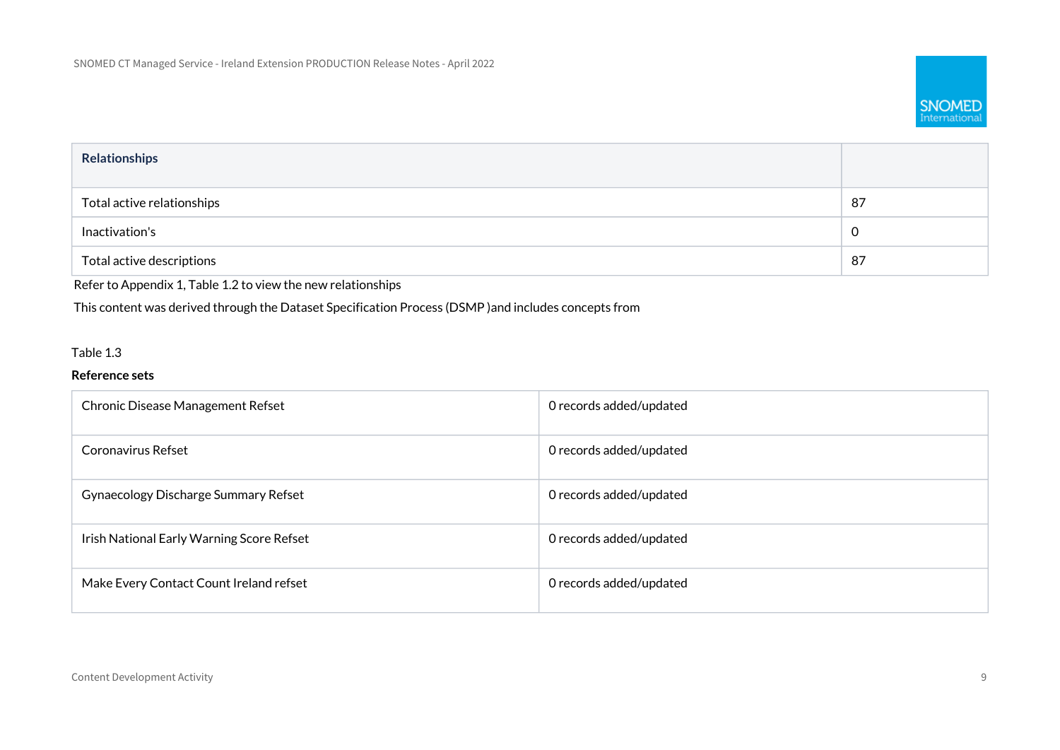| Relationships | |
|---|---|
| Total active relationships | 87 |
| Inactivation's | 0 |
| Total active descriptions | 87 |

Refer to Appendix 1, Table 1.2 to view the new relationships

This content was derived through the Dataset Specification Process (DSMP )and includes concepts from

Table 1.3

**Reference sets**

| | |
|---|---|
| Chronic Disease Management Refset | 0 records added/updated |
| Coronavirus Refset | 0 records added/updated |
| Gynaecology Discharge Summary Refset | 0 records added/updated |
| Irish National Early Warning Score Refset | 0 records added/updated |
| Make Every Contact Count Ireland refset | 0 records added/updated |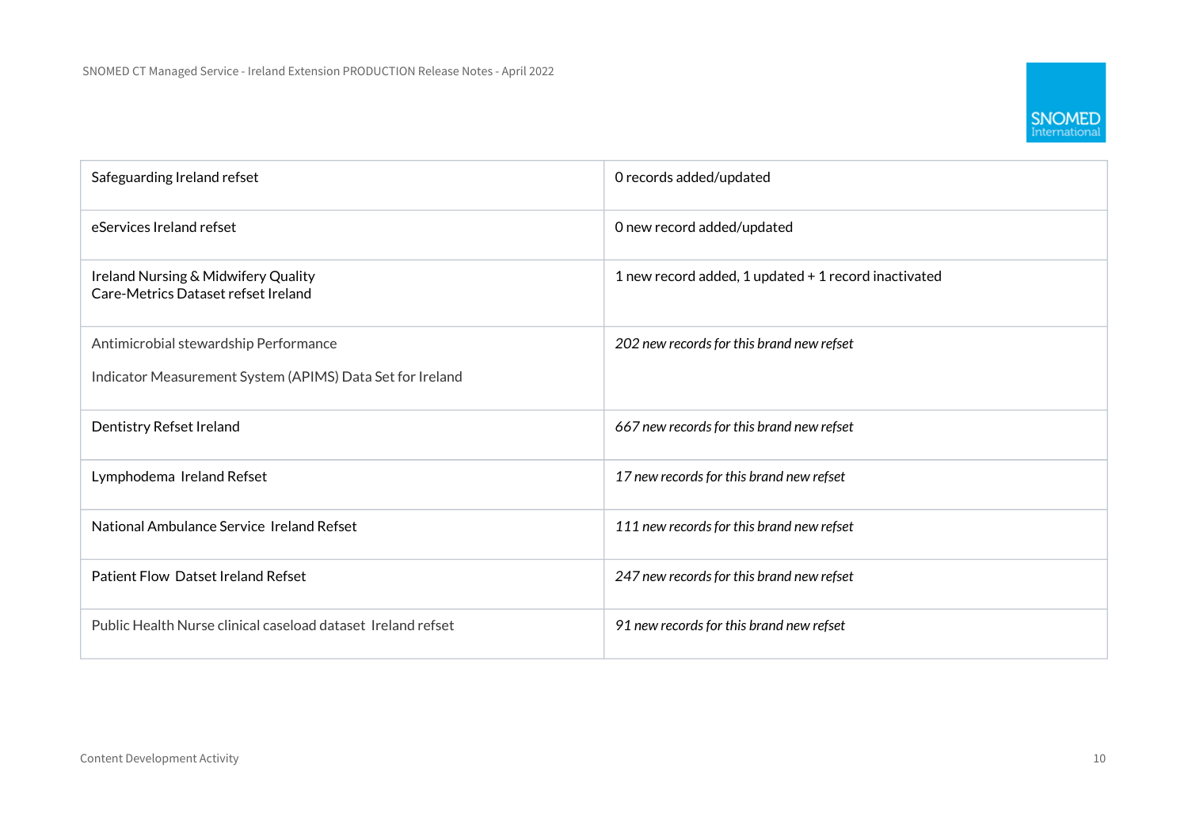| | |
|---|---|
| Safeguarding Ireland refset | 0 records added/updated |
| eServices Ireland refset | 0 new record added/updated |
| Ireland Nursing & Midwifery Quality Care-Metrics Dataset refset Ireland | 1 new record added, 1 updated + 1 record inactivated |
| Antimicrobial stewardship Performance Indicator Measurement System (APIMS) Data Set for Ireland | *202 new records for this brand new refset* |
| Dentistry Refset Ireland | *667 new records for this brand new refset* |
| Lymphodema Ireland Refset | *17 new records for this brand new refset* |
| National Ambulance Service Ireland Refset | *111 new records for this brand new refset* |
| Patient Flow Datset Ireland Refset | *247 new records for this brand new refset* |
| Public Health Nurse clinical caseload dataset Ireland refset | *91 new records for this brand new refset* |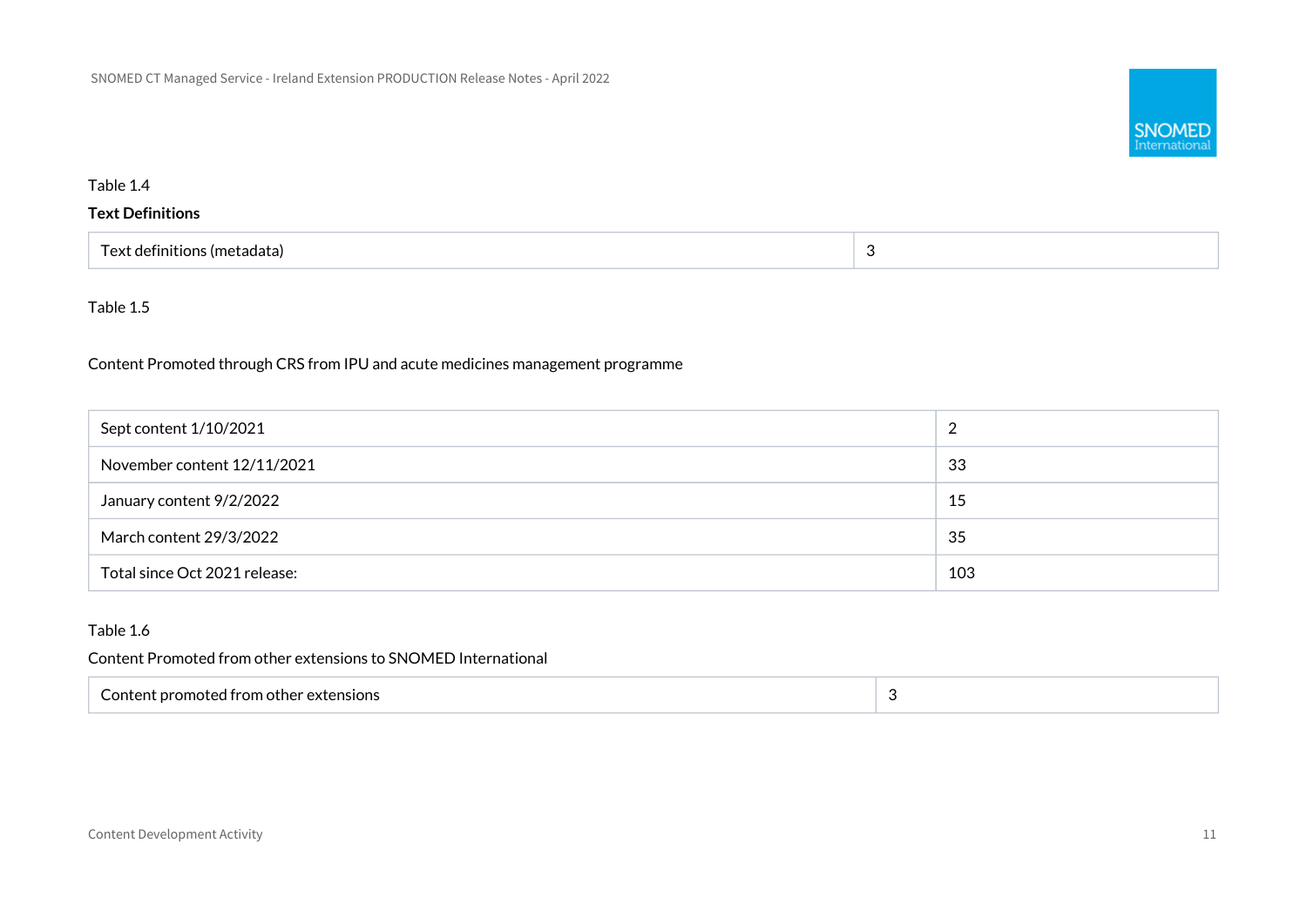Table 1.4

**Text Definitions**

| Text definitions (metadata) | 3 |
|---|---|

Table 1.5

Content Promoted through CRS from IPU and acute medicines management programme

| Sept content 1/10/2021 | 2 |
|---|---|
| November content 12/11/2021 | 33 |
| January content 9/2/2022 | 15 |
| March content 29/3/2022 | 35 |
| Total since Oct 2021 release: | 103 |

Table 1.6

Content Promoted from other extensions to SNOMED International

| Content promoted from other extensions | 3 |
|---|---|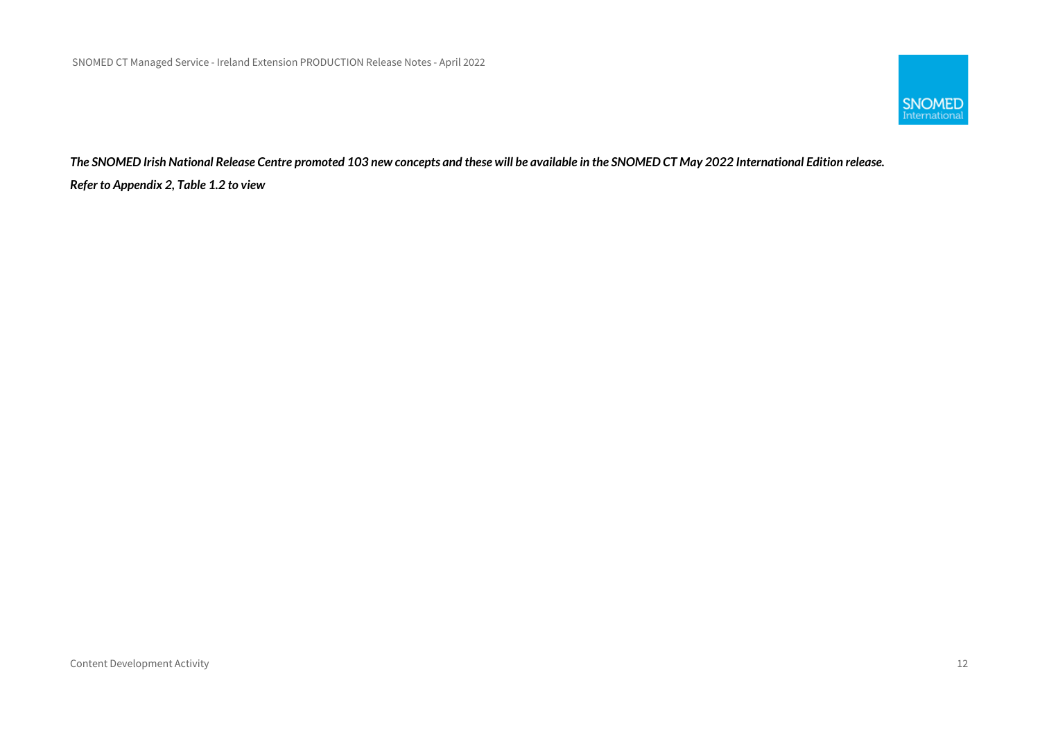***The SNOMED Irish National Release Centre promoted 103 new concepts and these will be available in the SNOMED CT May 2022 International Edition release.***

***Refer to Appendix 2, Table 1.2 to view***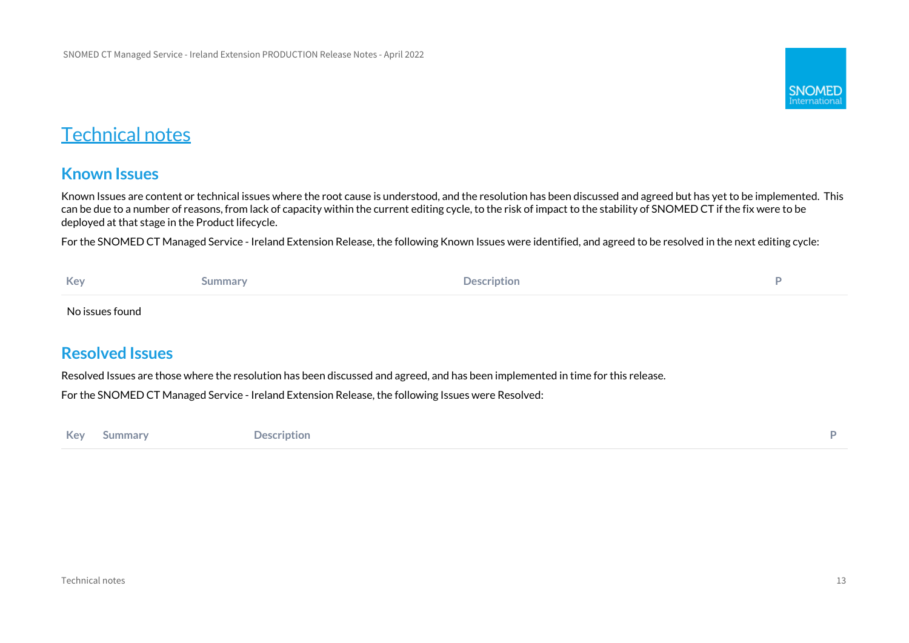# Technical notes

## Known Issues

Known Issues are content or technical issues where the root cause is understood, and the resolution has been discussed and agreed but has yet to be implemented. This can be due to a number of reasons, from lack of capacity within the current editing cycle, to the risk of impact to the stability of SNOMED CT if the fix were to be deployed at that stage in the Product lifecycle.

For the SNOMED CT Managed Service - Ireland Extension Release, the following Known Issues were identified, and agreed to be resolved in the next editing cycle:

| Key | Summary | Description | P |
| --- | --- | --- | --- |
| No issues found | | | |

## Resolved Issues

Resolved Issues are those where the resolution has been discussed and agreed, and has been implemented in time for this release.

For the SNOMED CT Managed Service - Ireland Extension Release, the following Issues were Resolved:

| Key | Summary | Description | P |
| --- | --- | --- | --- |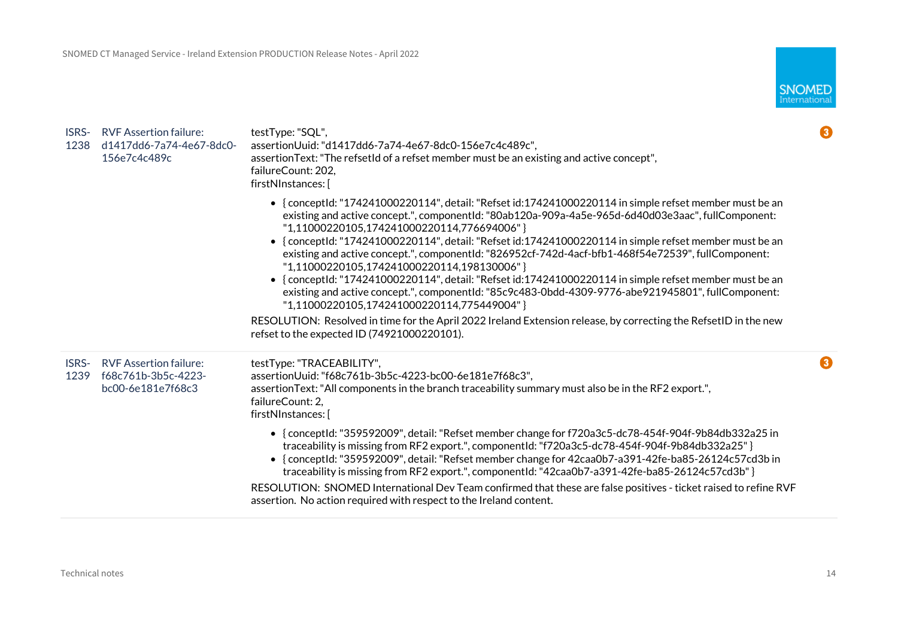| | | | |
|---|---|---|---|
| ISRS-1238 | RVF Assertion failure: d1417dd6-7a74-4e67-8dc0-156e7c4c489c | testType: "SQL",<br>assertionUuid: "d1417dd6-7a74-4e67-8dc0-156e7c4c489c",<br>assertionText: "The refsetId of a refset member must be an existing and active concept",<br>failureCount: 202,<br>firstNInstances: [<br><br>• { conceptId: "174241000220114", detail: "Refset id:174241000220114 in simple refset member must be an existing and active concept.", componentId: "80ab120a-909a-4a5e-965d-6d40d03e3aac", fullComponent: "1,11000220105,174241000220114,776694006" }<br>• { conceptId: "174241000220114", detail: "Refset id:174241000220114 in simple refset member must be an existing and active concept.", componentId: "826952cf-742d-4acf-bfb1-468f54e72539", fullComponent: "1,11000220105,174241000220114,198130006" }<br>• { conceptId: "174241000220114", detail: "Refset id:174241000220114 in simple refset member must be an existing and active concept.", componentId: "85c9c483-0bdd-4309-9776-abe921945801", fullComponent: "1,11000220105,174241000220114,775449004" }<br><br>RESOLUTION: Resolved in time for the April 2022 Ireland Extension release, by correcting the RefsetID in the new refset to the expected ID (74921000220101). | 3 |
| ISRS-1239 | RVF Assertion failure: f68c761b-3b5c-4223-bc00-6e181e7f68c3 | testType: "TRACEABILITY",<br>assertionUuid: "f68c761b-3b5c-4223-bc00-6e181e7f68c3",<br>assertionText: "All components in the branch traceability summary must also be in the RF2 export.",<br>failureCount: 2,<br>firstNInstances: [<br><br>• { conceptId: "359592009", detail: "Refset member change for f720a3c5-dc78-454f-904f-9b84db332a25 in traceability is missing from RF2 export.", componentId: "f720a3c5-dc78-454f-904f-9b84db332a25" }<br>• { conceptId: "359592009", detail: "Refset member change for 42caa0b7-a391-42fe-ba85-26124c57cd3b in traceability is missing from RF2 export.", componentId: "42caa0b7-a391-42fe-ba85-26124c57cd3b" }<br><br>RESOLUTION: SNOMED International Dev Team confirmed that these are false positives - ticket raised to refine RVF assertion. No action required with respect to the Ireland content. | 3 |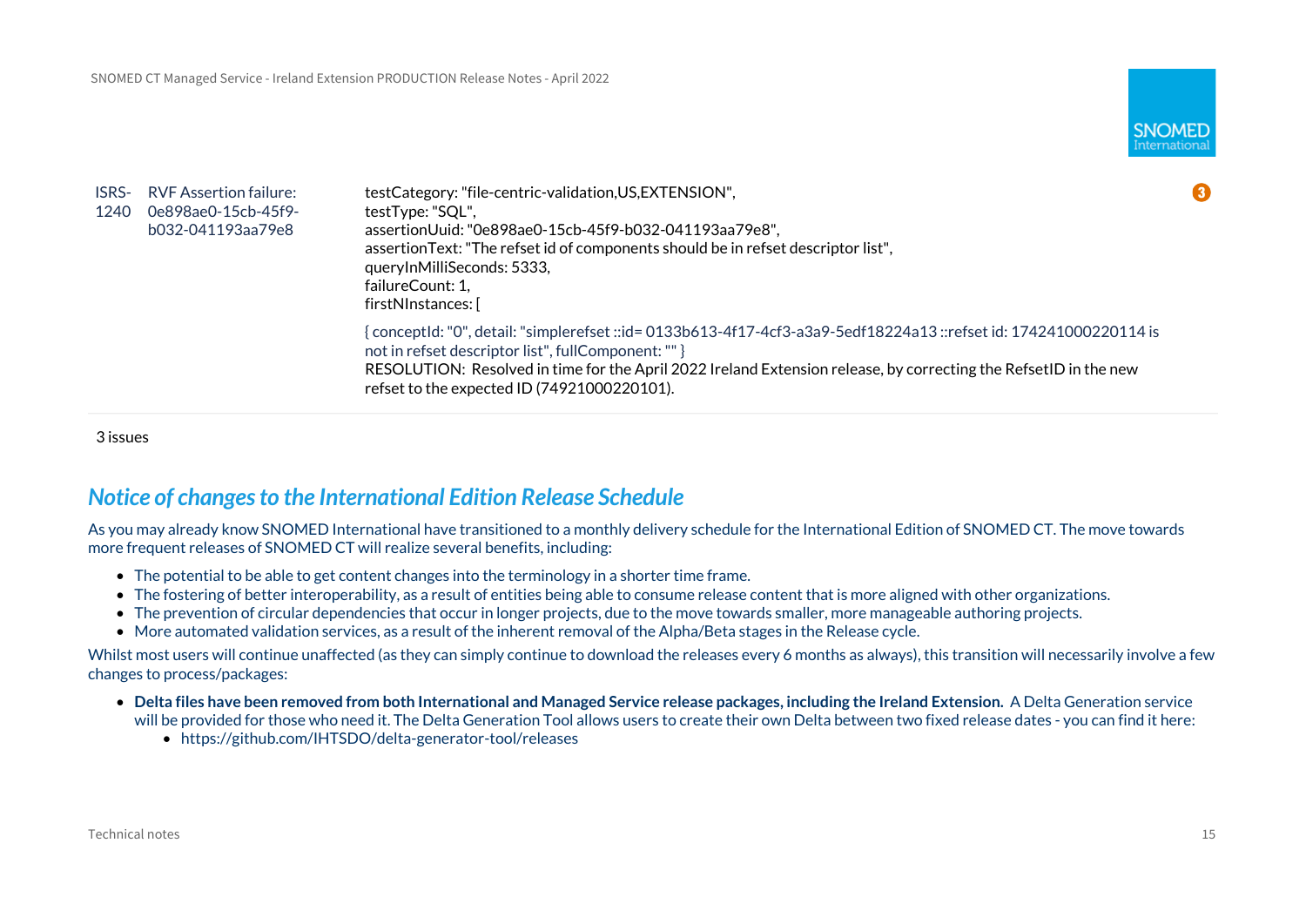| | | | |
|---|---|---|---|
| ISRS-1240 | RVF Assertion failure: 0e898ae0-15cb-45f9-b032-041193aa79e8 | testCategory: "file-centric-validation,US,EXTENSION",<br>testType: "SQL",<br>assertionUuid: "0e898ae0-15cb-45f9-b032-041193aa79e8",<br>assertionText: "The refset id of components should be in refset descriptor list",<br>queryInMilliSeconds: 5333,<br>failureCount: 1,<br>firstNInstances: [<br><br>{ conceptId: "0", detail: "simplerefset ::id= 0133b613-4f17-4cf3-a3a9-5edf18224a13 ::refset id: 174241000220114 is not in refset descriptor list", fullComponent: "" }<br>RESOLUTION: Resolved in time for the April 2022 Ireland Extension release, by correcting the RefsetID in the new refset to the expected ID (74921000220101). | 3 |

3 issues

## *Notice of changes to the International Edition Release Schedule*

As you may already know SNOMED International have transitioned to a monthly delivery schedule for the International Edition of SNOMED CT. The move towards more frequent releases of SNOMED CT will realize several benefits, including:

- The potential to be able to get content changes into the terminology in a shorter time frame.
- The fostering of better interoperability, as a result of entities being able to consume release content that is more aligned with other organizations.
- The prevention of circular dependencies that occur in longer projects, due to the move towards smaller, more manageable authoring projects.
- More automated validation services, as a result of the inherent removal of the Alpha/Beta stages in the Release cycle.

Whilst most users will continue unaffected (as they can simply continue to download the releases every 6 months as always), this transition will necessarily involve a few changes to process/packages:

- **Delta files have been removed from both International and Managed Service release packages, including the Ireland Extension.** A Delta Generation service will be provided for those who need it. The Delta Generation Tool allows users to create their own Delta between two fixed release dates - you can find it here:
    - https://github.com/IHTSDO/delta-generator-tool/releases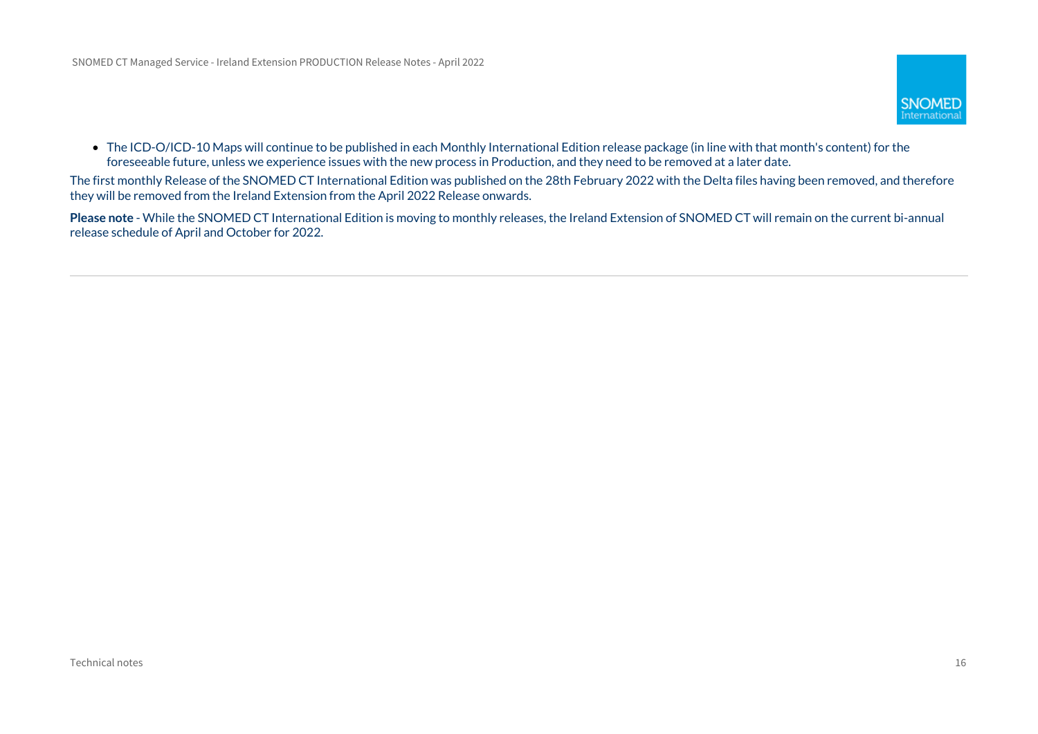- The ICD-O/ICD-10 Maps will continue to be published in each Monthly International Edition release package (in line with that month's content) for the foreseeable future, unless we experience issues with the new process in Production, and they need to be removed at a later date.

The first monthly Release of the SNOMED CT International Edition was published on the 28th February 2022 with the Delta files having been removed, and therefore they will be removed from the Ireland Extension from the April 2022 Release onwards.

**Please note** - While the SNOMED CT International Edition is moving to monthly releases, the Ireland Extension of SNOMED CT will remain on the current bi-annual release schedule of April and October for 2022.

---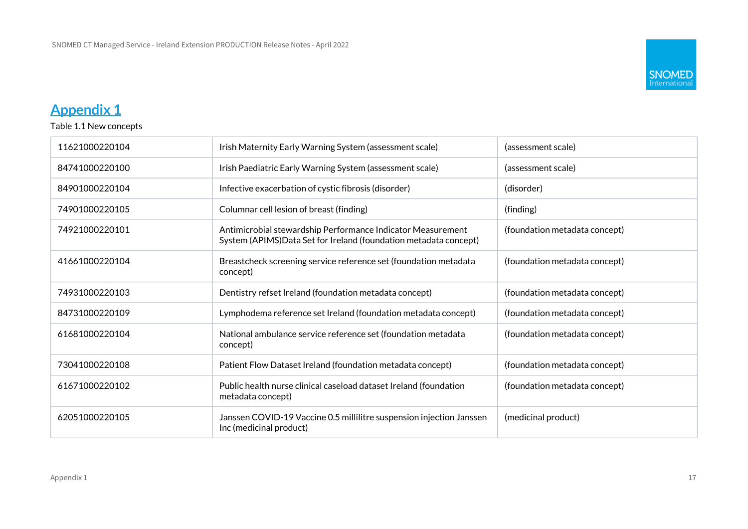# Appendix 1

Table 1.1 New concepts

| | | |
|---|---|---|
| 11621000220104 | Irish Maternity Early Warning System (assessment scale) | (assessment scale) |
| 84741000220100 | Irish Paediatric Early Warning System (assessment scale) | (assessment scale) |
| 84901000220104 | Infective exacerbation of cystic fibrosis (disorder) | (disorder) |
| 74901000220105 | Columnar cell lesion of breast (finding) | (finding) |
| 74921000220101 | Antimicrobial stewardship Performance Indicator Measurement System (APIMS)Data Set for Ireland (foundation metadata concept) | (foundation metadata concept) |
| 41661000220104 | Breastcheck screening service reference set (foundation metadata concept) | (foundation metadata concept) |
| 74931000220103 | Dentistry refset Ireland (foundation metadata concept) | (foundation metadata concept) |
| 84731000220109 | Lymphodema reference set Ireland (foundation metadata concept) | (foundation metadata concept) |
| 61681000220104 | National ambulance service reference set (foundation metadata concept) | (foundation metadata concept) |
| 73041000220108 | Patient Flow Dataset Ireland (foundation metadata concept) | (foundation metadata concept) |
| 61671000220102 | Public health nurse clinical caseload dataset Ireland (foundation metadata concept) | (foundation metadata concept) |
| 62051000220105 | Janssen COVID-19 Vaccine 0.5 millilitre suspension injection Janssen Inc (medicinal product) | (medicinal product) |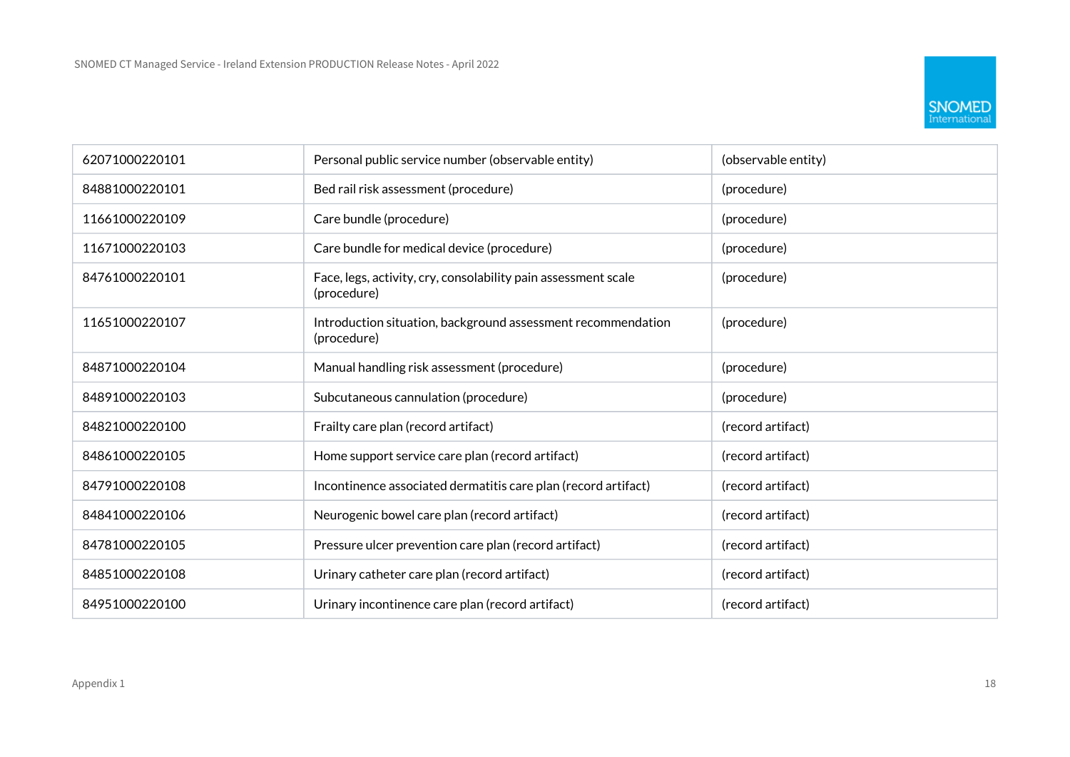| | | |
|---|---|---|
| 62071000220101 | Personal public service number (observable entity) | (observable entity) |
| 84881000220101 | Bed rail risk assessment (procedure) | (procedure) |
| 11661000220109 | Care bundle (procedure) | (procedure) |
| 11671000220103 | Care bundle for medical device (procedure) | (procedure) |
| 84761000220101 | Face, legs, activity, cry, consolability pain assessment scale (procedure) | (procedure) |
| 11651000220107 | Introduction situation, background assessment recommendation (procedure) | (procedure) |
| 84871000220104 | Manual handling risk assessment (procedure) | (procedure) |
| 84891000220103 | Subcutaneous cannulation (procedure) | (procedure) |
| 84821000220100 | Frailty care plan (record artifact) | (record artifact) |
| 84861000220105 | Home support service care plan (record artifact) | (record artifact) |
| 84791000220108 | Incontinence associated dermatitis care plan (record artifact) | (record artifact) |
| 84841000220106 | Neurogenic bowel care plan (record artifact) | (record artifact) |
| 84781000220105 | Pressure ulcer prevention care plan (record artifact) | (record artifact) |
| 84851000220108 | Urinary catheter care plan (record artifact) | (record artifact) |
| 84951000220100 | Urinary incontinence care plan (record artifact) | (record artifact) |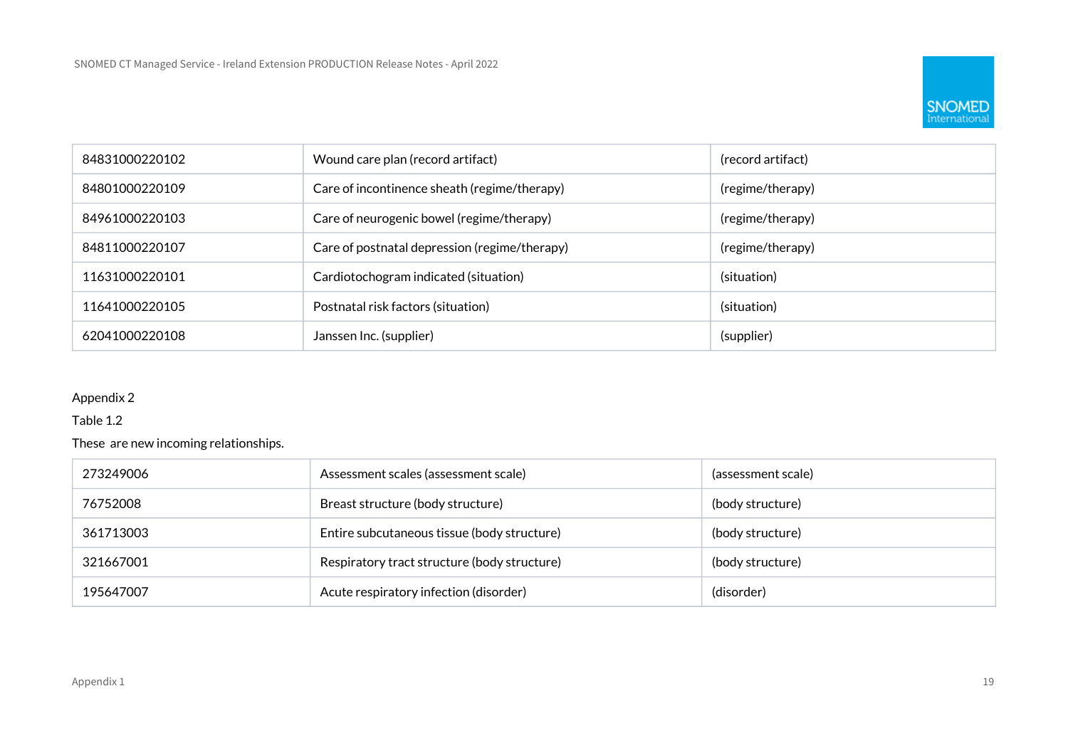| | | |
|---|---|---|
| 84831000220102 | Wound care plan (record artifact) | (record artifact) |
| 84801000220109 | Care of incontinence sheath (regime/therapy) | (regime/therapy) |
| 84961000220103 | Care of neurogenic bowel (regime/therapy) | (regime/therapy) |
| 84811000220107 | Care of postnatal depression (regime/therapy) | (regime/therapy) |
| 11631000220101 | Cardiotochogram indicated (situation) | (situation) |
| 11641000220105 | Postnatal risk factors (situation) | (situation) |
| 62041000220108 | Janssen Inc. (supplier) | (supplier) |

Appendix 2

Table 1.2

These  are new incoming relationships.

| | | |
|---|---|---|
| 273249006 | Assessment scales (assessment scale) | (assessment scale) |
| 76752008 | Breast structure (body structure) | (body structure) |
| 361713003 | Entire subcutaneous tissue (body structure) | (body structure) |
| 321667001 | Respiratory tract structure (body structure) | (body structure) |
| 195647007 | Acute respiratory infection (disorder) | (disorder) |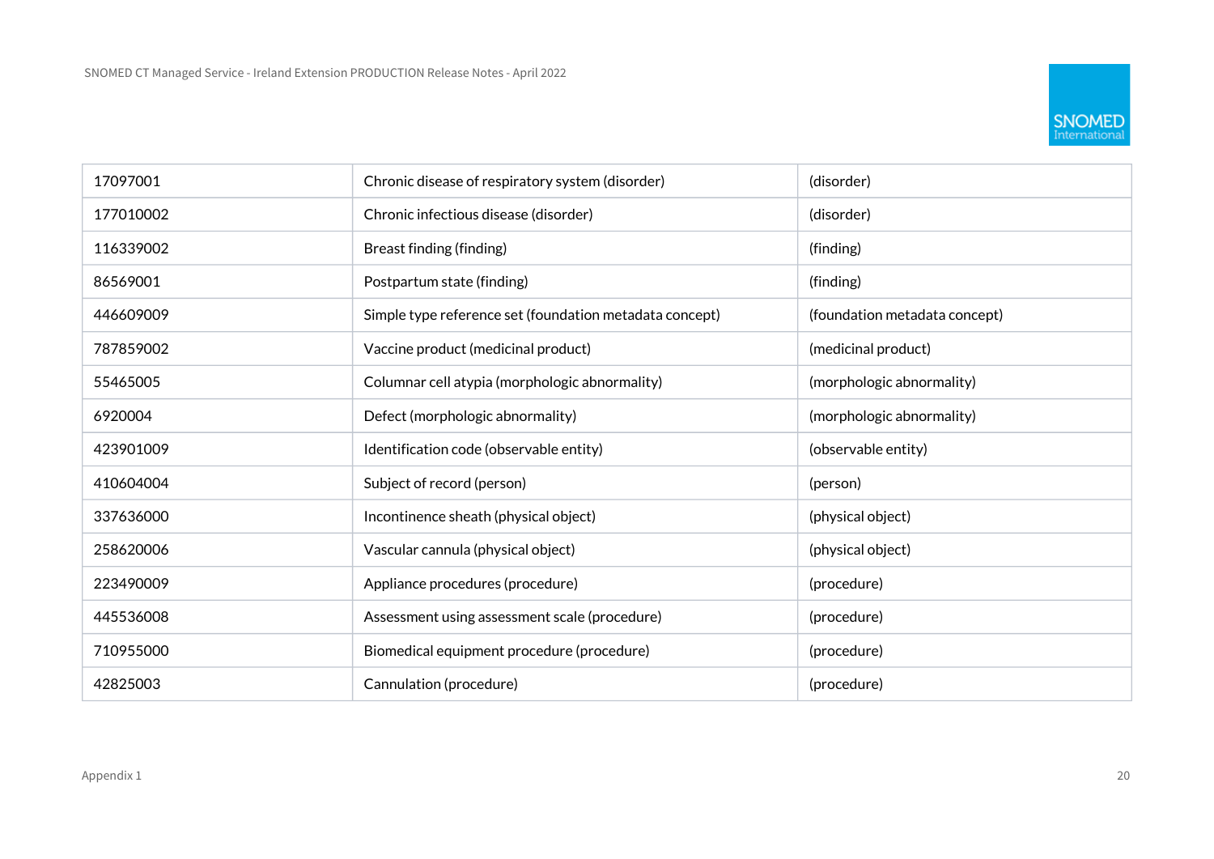| | | |
|---|---|---|
| 17097001 | Chronic disease of respiratory system (disorder) | (disorder) |
| 177010002 | Chronic infectious disease (disorder) | (disorder) |
| 116339002 | Breast finding (finding) | (finding) |
| 86569001 | Postpartum state (finding) | (finding) |
| 446609009 | Simple type reference set (foundation metadata concept) | (foundation metadata concept) |
| 787859002 | Vaccine product (medicinal product) | (medicinal product) |
| 55465005 | Columnar cell atypia (morphologic abnormality) | (morphologic abnormality) |
| 6920004 | Defect (morphologic abnormality) | (morphologic abnormality) |
| 423901009 | Identification code (observable entity) | (observable entity) |
| 410604004 | Subject of record (person) | (person) |
| 337636000 | Incontinence sheath (physical object) | (physical object) |
| 258620006 | Vascular cannula (physical object) | (physical object) |
| 223490009 | Appliance procedures (procedure) | (procedure) |
| 445536008 | Assessment using assessment scale (procedure) | (procedure) |
| 710955000 | Biomedical equipment procedure (procedure) | (procedure) |
| 42825003 | Cannulation (procedure) | (procedure) |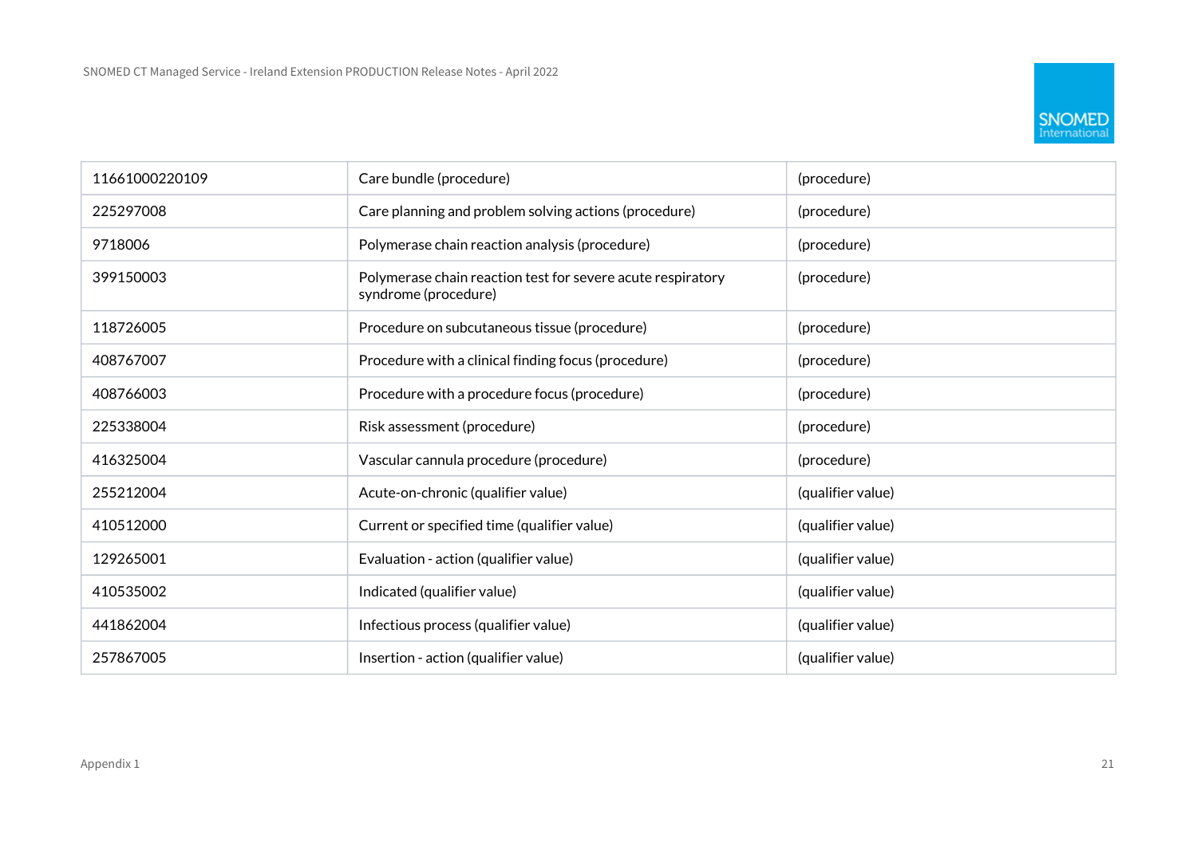| | | |
|---|---|---|
| 11661000220109 | Care bundle (procedure) | (procedure) |
| 225297008 | Care planning and problem solving actions (procedure) | (procedure) |
| 9718006 | Polymerase chain reaction analysis (procedure) | (procedure) |
| 399150003 | Polymerase chain reaction test for severe acute respiratory syndrome (procedure) | (procedure) |
| 118726005 | Procedure on subcutaneous tissue (procedure) | (procedure) |
| 408767007 | Procedure with a clinical finding focus (procedure) | (procedure) |
| 408766003 | Procedure with a procedure focus (procedure) | (procedure) |
| 225338004 | Risk assessment (procedure) | (procedure) |
| 416325004 | Vascular cannula procedure (procedure) | (procedure) |
| 255212004 | Acute-on-chronic (qualifier value) | (qualifier value) |
| 410512000 | Current or specified time (qualifier value) | (qualifier value) |
| 129265001 | Evaluation - action (qualifier value) | (qualifier value) |
| 410535002 | Indicated (qualifier value) | (qualifier value) |
| 441862004 | Infectious process (qualifier value) | (qualifier value) |
| 257867005 | Insertion - action (qualifier value) | (qualifier value) |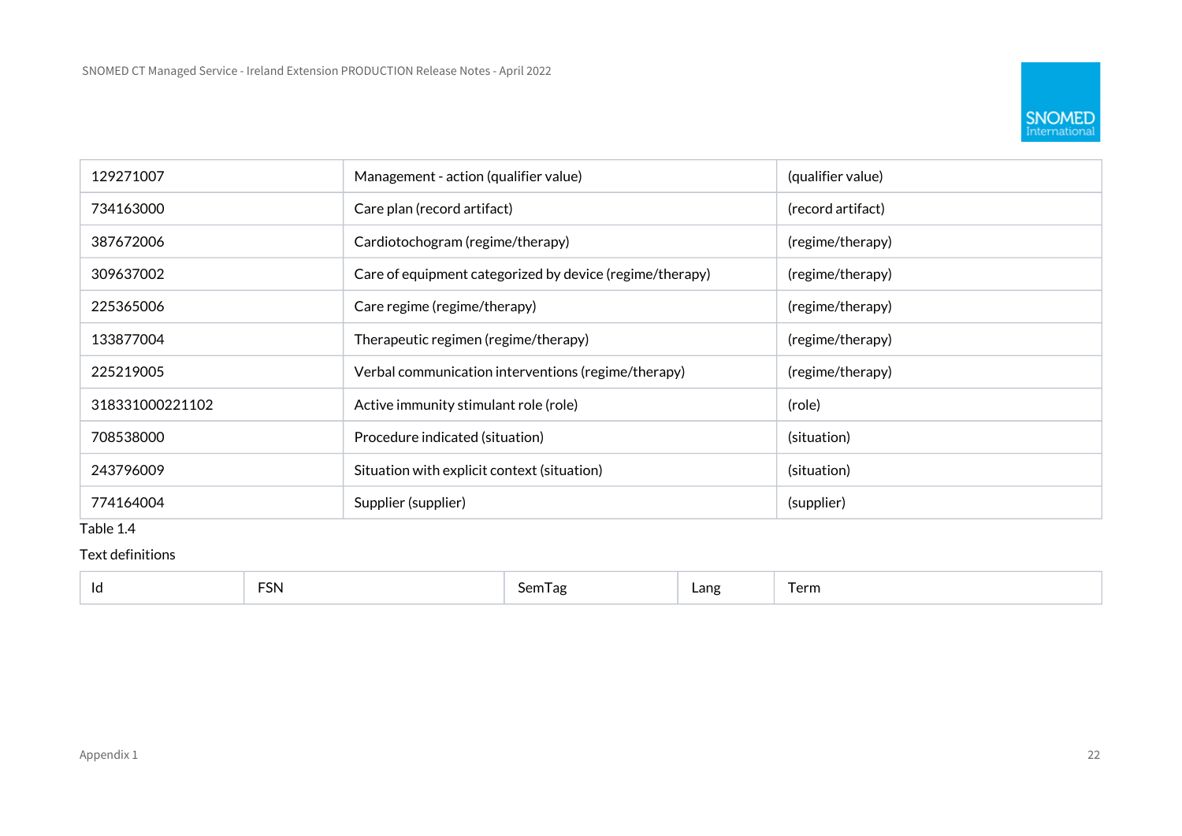| | | |
|---|---|---|
| 129271007 | Management - action (qualifier value) | (qualifier value) |
| 734163000 | Care plan (record artifact) | (record artifact) |
| 387672006 | Cardiotochogram (regime/therapy) | (regime/therapy) |
| 309637002 | Care of equipment categorized by device (regime/therapy) | (regime/therapy) |
| 225365006 | Care regime (regime/therapy) | (regime/therapy) |
| 133877004 | Therapeutic regimen (regime/therapy) | (regime/therapy) |
| 225219005 | Verbal communication interventions (regime/therapy) | (regime/therapy) |
| 318331000221102 | Active immunity stimulant role (role) | (role) |
| 708538000 | Procedure indicated (situation) | (situation) |
| 243796009 | Situation with explicit context (situation) | (situation) |
| 774164004 | Supplier (supplier) | (supplier) |

Table 1.4

Text definitions

| Id | FSN | SemTag | Lang | Term |
|---|---|---|---|---|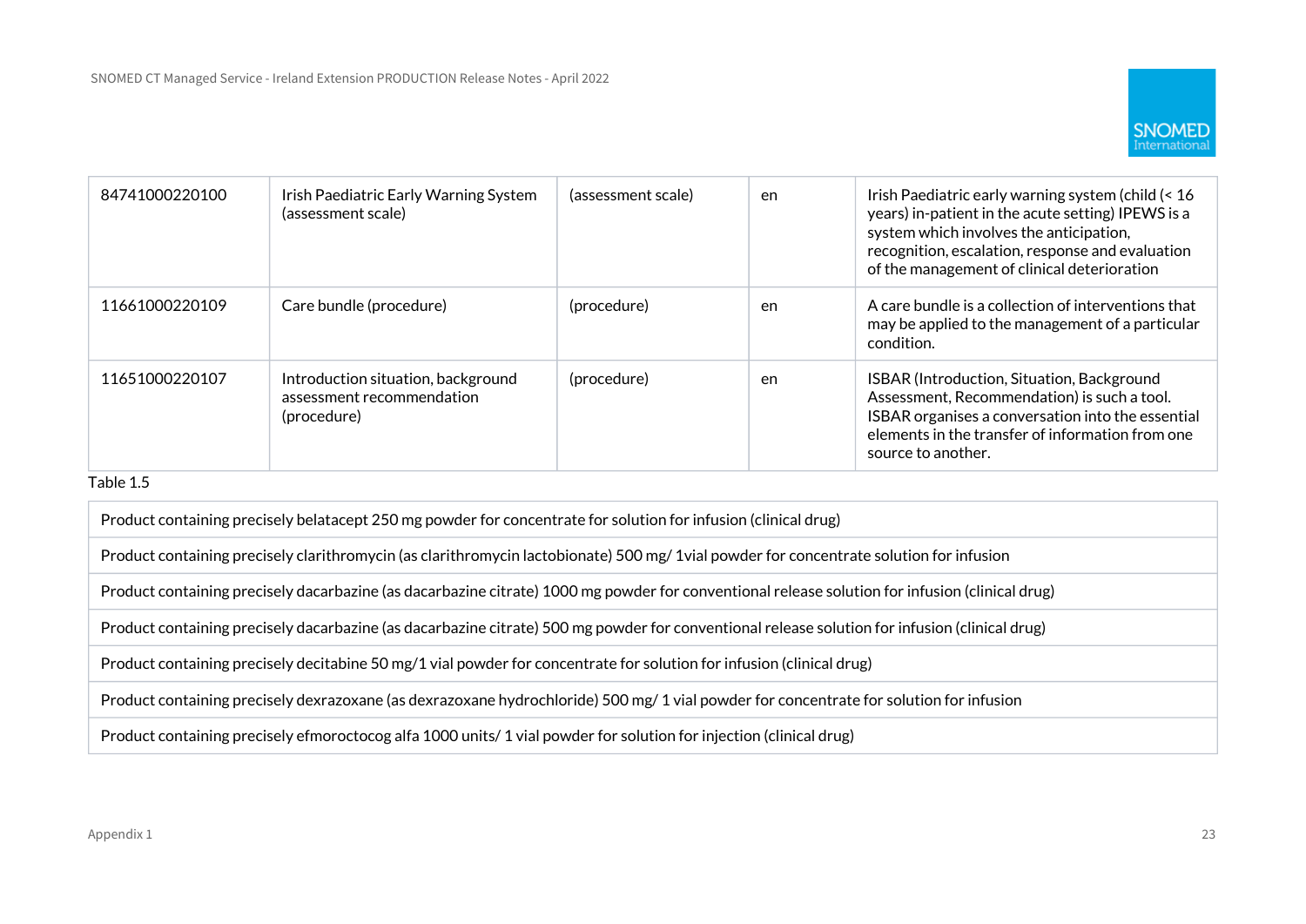| | | | | |
|---|---|---|---|---|
| 84741000220100 | Irish Paediatric Early Warning System (assessment scale) | (assessment scale) | en | Irish Paediatric early warning system (child (< 16 years) in-patient in the acute setting) IPEWS is a system which involves the anticipation, recognition, escalation, response and evaluation of the management of clinical deterioration |
| 11661000220109 | Care bundle (procedure) | (procedure) | en | A care bundle is a collection of interventions that may be applied to the management of a particular condition. |
| 11651000220107 | Introduction situation, background assessment recommendation (procedure) | (procedure) | en | ISBAR (Introduction, Situation, Background Assessment, Recommendation) is such a tool. ISBAR organises a conversation into the essential elements in the transfer of information from one source to another. |

Table 1.5

| |
|---|
| Product containing precisely belatacept 250 mg powder for concentrate for solution for infusion (clinical drug) |
| Product containing precisely clarithromycin (as clarithromycin lactobionate) 500 mg/ 1vial powder for concentrate solution for infusion |
| Product containing precisely dacarbazine (as dacarbazine citrate) 1000 mg powder for conventional release solution for infusion (clinical drug) |
| Product containing precisely dacarbazine (as dacarbazine citrate) 500 mg powder for conventional release solution for infusion (clinical drug) |
| Product containing precisely decitabine 50 mg/1 vial powder for concentrate for solution for infusion (clinical drug) |
| Product containing precisely dexrazoxane (as dexrazoxane hydrochloride) 500 mg/ 1 vial powder for concentrate for solution for infusion |
| Product containing precisely efmoroctocog alfa 1000 units/ 1 vial powder for solution for injection (clinical drug) |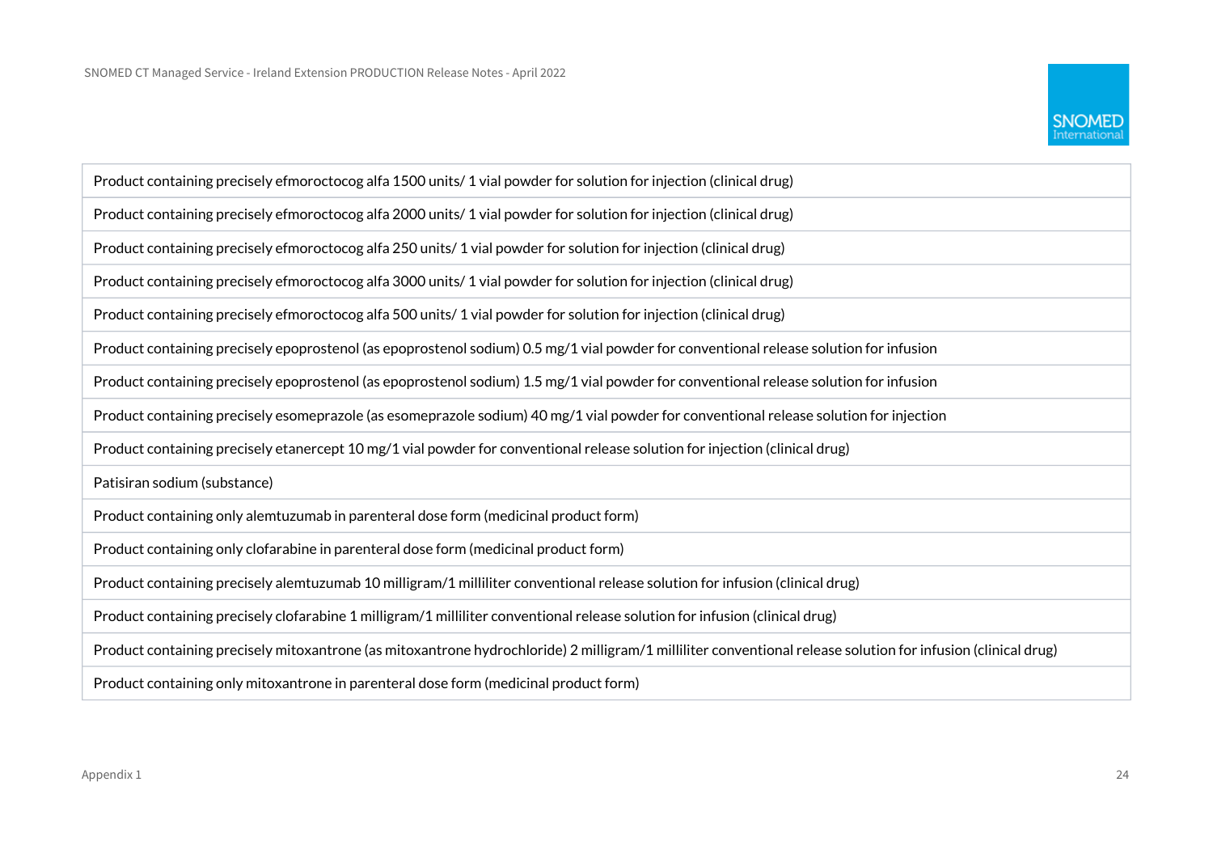| Product containing precisely efmoroctocog alfa 1500 units/ 1 vial powder for solution for injection (clinical drug) |
|---|
| Product containing precisely efmoroctocog alfa 2000 units/ 1 vial powder for solution for injection (clinical drug) |
| Product containing precisely efmoroctocog alfa 250 units/ 1 vial powder for solution for injection (clinical drug) |
| Product containing precisely efmoroctocog alfa 3000 units/ 1 vial powder for solution for injection (clinical drug) |
| Product containing precisely efmoroctocog alfa 500 units/ 1 vial powder for solution for injection (clinical drug) |
| Product containing precisely epoprostenol (as epoprostenol sodium) 0.5 mg/1 vial powder for conventional release solution for infusion |
| Product containing precisely epoprostenol (as epoprostenol sodium) 1.5 mg/1 vial powder for conventional release solution for infusion |
| Product containing precisely esomeprazole (as esomeprazole sodium) 40 mg/1 vial powder for conventional release solution for injection |
| Product containing precisely etanercept 10 mg/1 vial powder for conventional release solution for injection (clinical drug) |
| Patisiran sodium (substance) |
| Product containing only alemtuzumab in parenteral dose form (medicinal product form) |
| Product containing only clofarabine in parenteral dose form (medicinal product form) |
| Product containing precisely alemtuzumab 10 milligram/1 milliliter conventional release solution for infusion (clinical drug) |
| Product containing precisely clofarabine 1 milligram/1 milliliter conventional release solution for infusion (clinical drug) |
| Product containing precisely mitoxantrone (as mitoxantrone hydrochloride) 2 milligram/1 milliliter conventional release solution for infusion (clinical drug) |
| Product containing only mitoxantrone in parenteral dose form (medicinal product form) |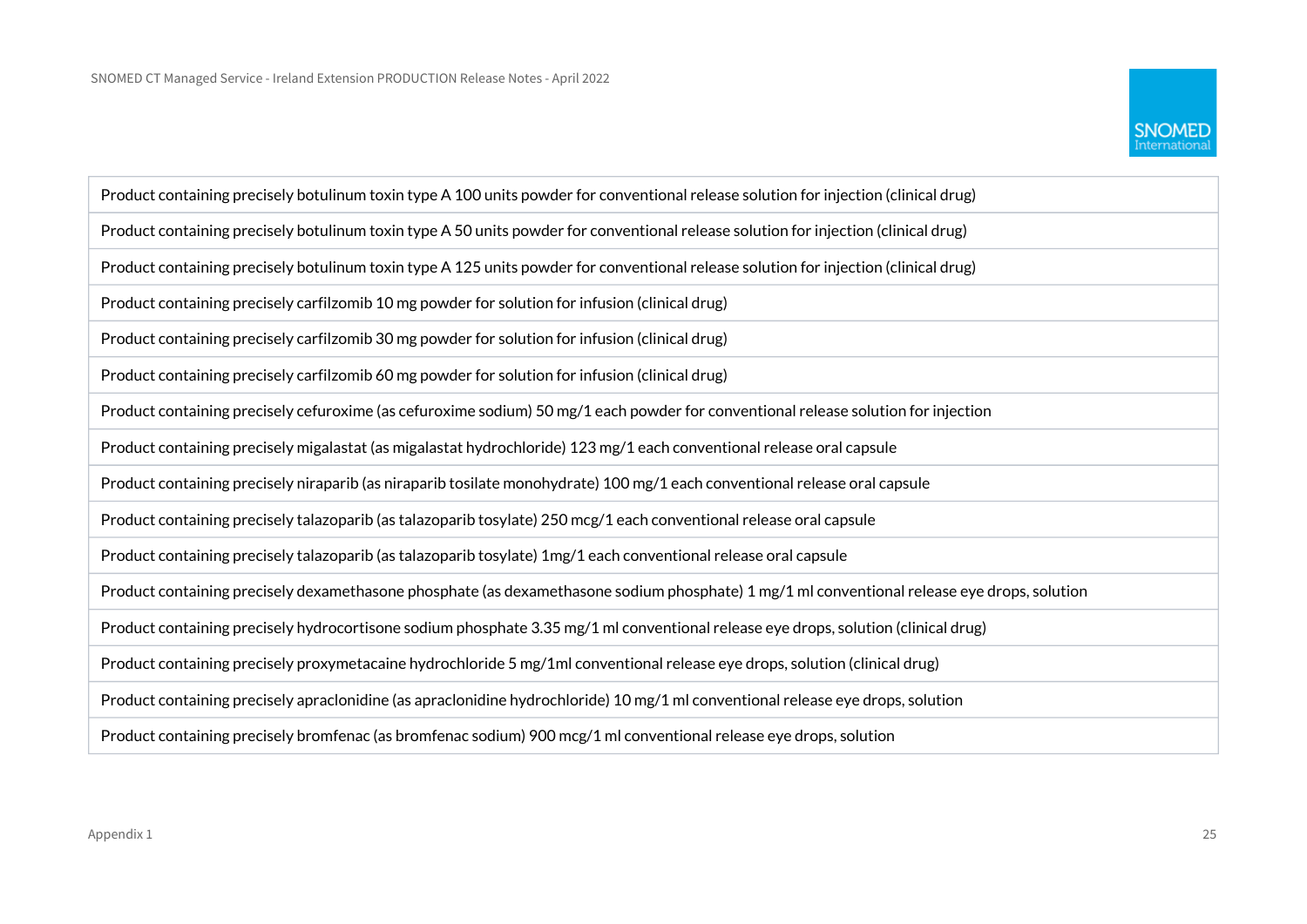| Product containing precisely botulinum toxin type A 100 units powder for conventional release solution for injection (clinical drug) |
| --- |
| Product containing precisely botulinum toxin type A 50 units powder for conventional release solution for injection (clinical drug) |
| Product containing precisely botulinum toxin type A 125 units powder for conventional release solution for injection (clinical drug) |
| Product containing precisely carfilzomib 10 mg powder for solution for infusion (clinical drug) |
| Product containing precisely carfilzomib 30 mg powder for solution for infusion (clinical drug) |
| Product containing precisely carfilzomib 60 mg powder for solution for infusion (clinical drug) |
| Product containing precisely cefuroxime (as cefuroxime sodium) 50 mg/1 each powder for conventional release solution for injection |
| Product containing precisely migalastat (as migalastat hydrochloride) 123 mg/1 each conventional release oral capsule |
| Product containing precisely niraparib (as niraparib tosilate monohydrate) 100 mg/1 each conventional release oral capsule |
| Product containing precisely talazoparib (as talazoparib tosylate) 250 mcg/1 each conventional release oral capsule |
| Product containing precisely talazoparib (as talazoparib tosylate) 1mg/1 each conventional release oral capsule |
| Product containing precisely dexamethasone phosphate (as dexamethasone sodium phosphate) 1 mg/1 ml conventional release eye drops, solution |
| Product containing precisely hydrocortisone sodium phosphate 3.35 mg/1 ml conventional release eye drops, solution (clinical drug) |
| Product containing precisely proxymetacaine hydrochloride 5 mg/1ml conventional release eye drops, solution (clinical drug) |
| Product containing precisely apraclonidine (as apraclonidine hydrochloride) 10 mg/1 ml conventional release eye drops, solution |
| Product containing precisely bromfenac (as bromfenac sodium) 900 mcg/1 ml conventional release eye drops, solution |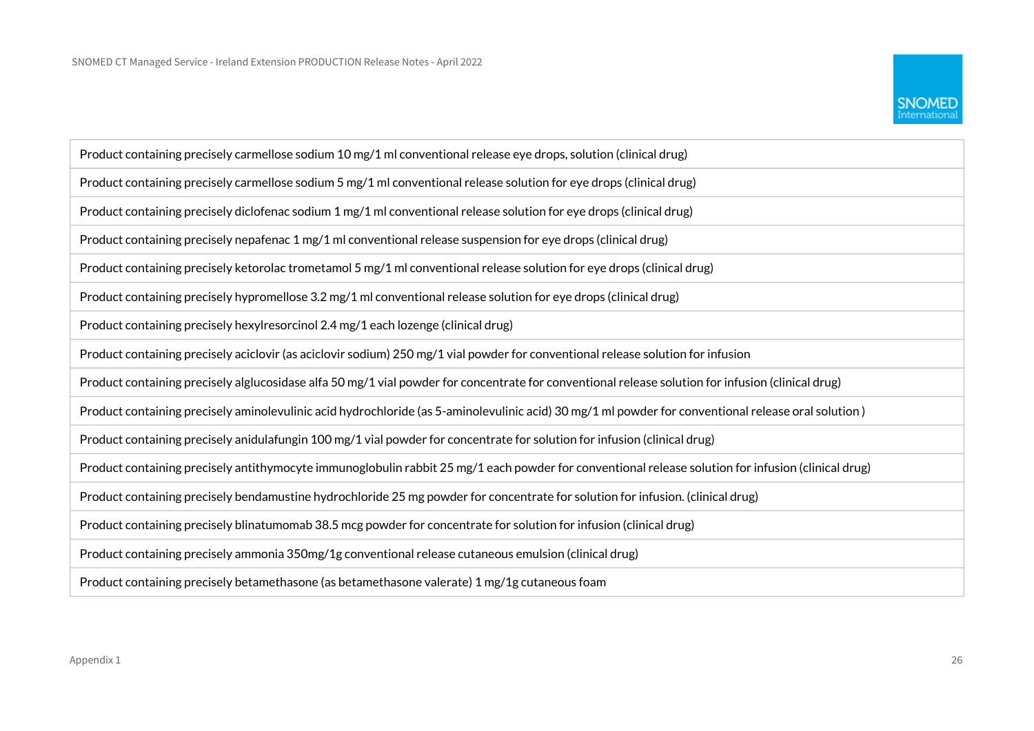| Product containing precisely carmellose sodium 10 mg/1 ml conventional release eye drops, solution (clinical drug) |
|---|
| Product containing precisely carmellose sodium 5 mg/1 ml conventional release solution for eye drops (clinical drug) |
| Product containing precisely diclofenac sodium 1 mg/1 ml conventional release solution for eye drops (clinical drug) |
| Product containing precisely nepafenac 1 mg/1 ml conventional release suspension for eye drops (clinical drug) |
| Product containing precisely ketorolac trometamol 5 mg/1 ml conventional release solution for eye drops (clinical drug) |
| Product containing precisely hypromellose 3.2 mg/1 ml conventional release solution for eye drops (clinical drug) |
| Product containing precisely hexylresorcinol 2.4 mg/1 each lozenge (clinical drug) |
| Product containing precisely aciclovir (as aciclovir sodium) 250 mg/1 vial powder for conventional release solution for infusion |
| Product containing precisely alglucosidase alfa 50 mg/1 vial powder for concentrate for conventional release solution for infusion (clinical drug) |
| Product containing precisely aminolevulinic acid hydrochloride (as 5-aminolevulinic acid) 30 mg/1 ml powder for conventional release oral solution ) |
| Product containing precisely anidulafungin 100 mg/1 vial powder for concentrate for solution for infusion (clinical drug) |
| Product containing precisely antithymocyte immunoglobulin rabbit 25 mg/1 each powder for conventional release solution for infusion (clinical drug) |
| Product containing precisely bendamustine hydrochloride 25 mg powder for concentrate for solution for infusion. (clinical drug) |
| Product containing precisely blinatumomab 38.5 mcg powder for concentrate for solution for infusion (clinical drug) |
| Product containing precisely ammonia 350mg/1g conventional release cutaneous emulsion (clinical drug) |
| Product containing precisely betamethasone (as betamethasone valerate) 1 mg/1g cutaneous foam |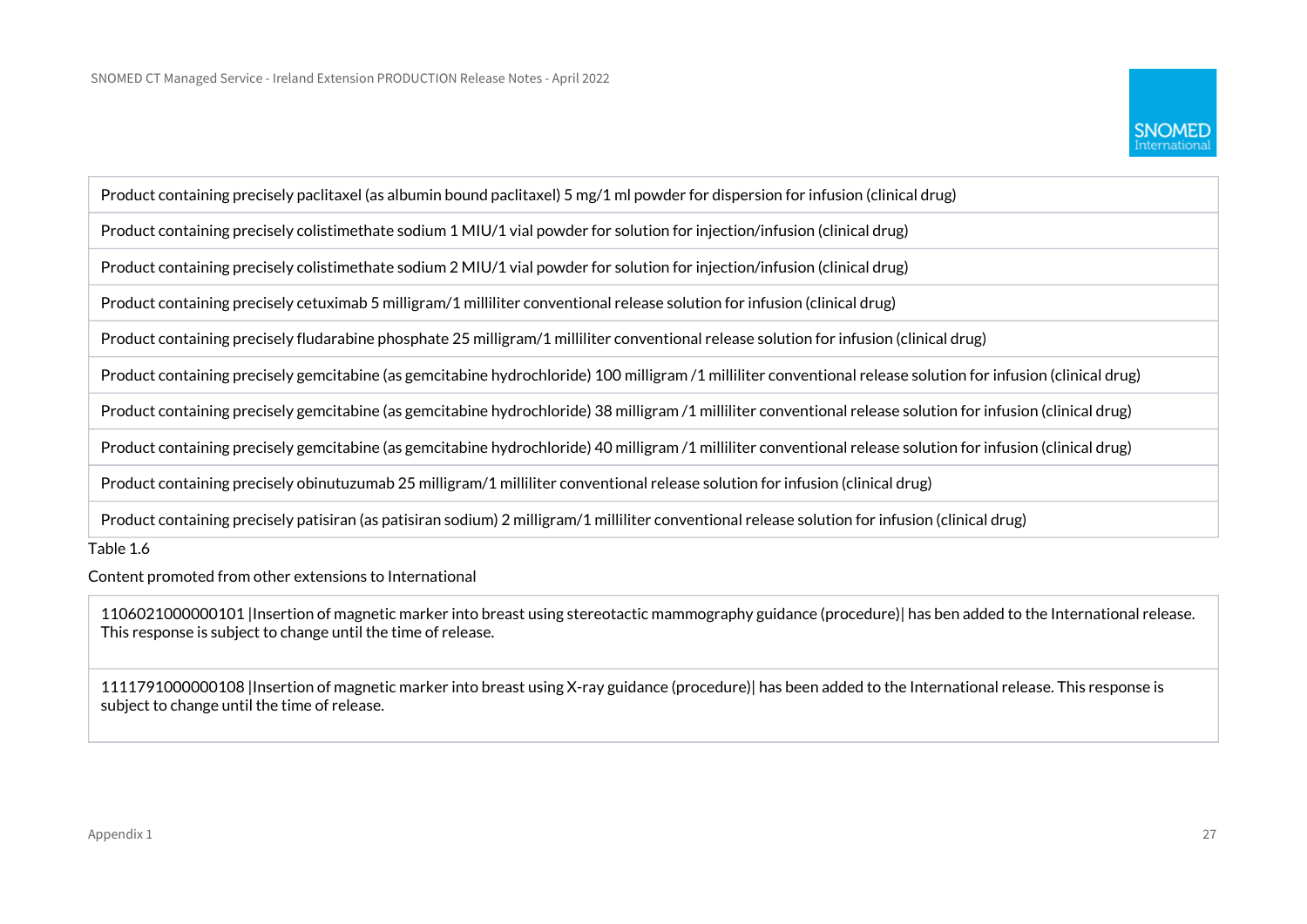| Product containing precisely paclitaxel (as albumin bound paclitaxel) 5 mg/1 ml powder for dispersion for infusion (clinical drug) |
| --- |
| Product containing precisely colistimethate sodium 1 MIU/1 vial powder for solution for injection/infusion (clinical drug) |
| Product containing precisely colistimethate sodium 2 MIU/1 vial powder for solution for injection/infusion (clinical drug) |
| Product containing precisely cetuximab 5 milligram/1 milliliter conventional release solution for infusion (clinical drug) |
| Product containing precisely fludarabine phosphate 25 milligram/1 milliliter conventional release solution for infusion (clinical drug) |
| Product containing precisely gemcitabine (as gemcitabine hydrochloride) 100 milligram /1 milliliter conventional release solution for infusion (clinical drug) |
| Product containing precisely gemcitabine (as gemcitabine hydrochloride) 38 milligram /1 milliliter conventional release solution for infusion (clinical drug) |
| Product containing precisely gemcitabine (as gemcitabine hydrochloride) 40 milligram /1 milliliter conventional release solution for infusion (clinical drug) |
| Product containing precisely obinutuzumab 25 milligram/1 milliliter conventional release solution for infusion (clinical drug) |
| Product containing precisely patisiran (as patisiran sodium) 2 milligram/1 milliliter conventional release solution for infusion (clinical drug) |

Table 1.6

Content promoted from other extensions to International

| 1106021000000101 \|Insertion of magnetic marker into breast using stereotactic mammography guidance (procedure)\| has ben added to the International release. This response is subject to change until the time of release. |
| --- |
| 1111791000000108 \|Insertion of magnetic marker into breast using X-ray guidance (procedure)\| has been added to the International release. This response is subject to change until the time of release. |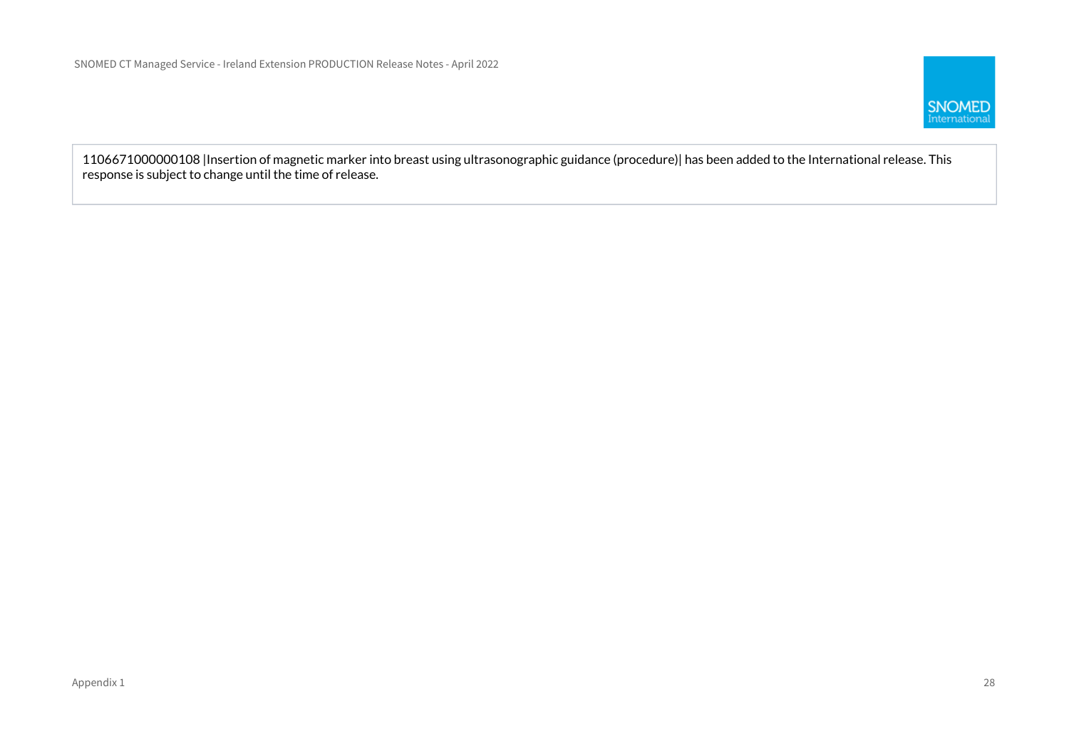| |
| --- |
| 1106671000000108 \|Insertion of magnetic marker into breast using ultrasonographic guidance (procedure)\| has been added to the International release. This response is subject to change until the time of release. |